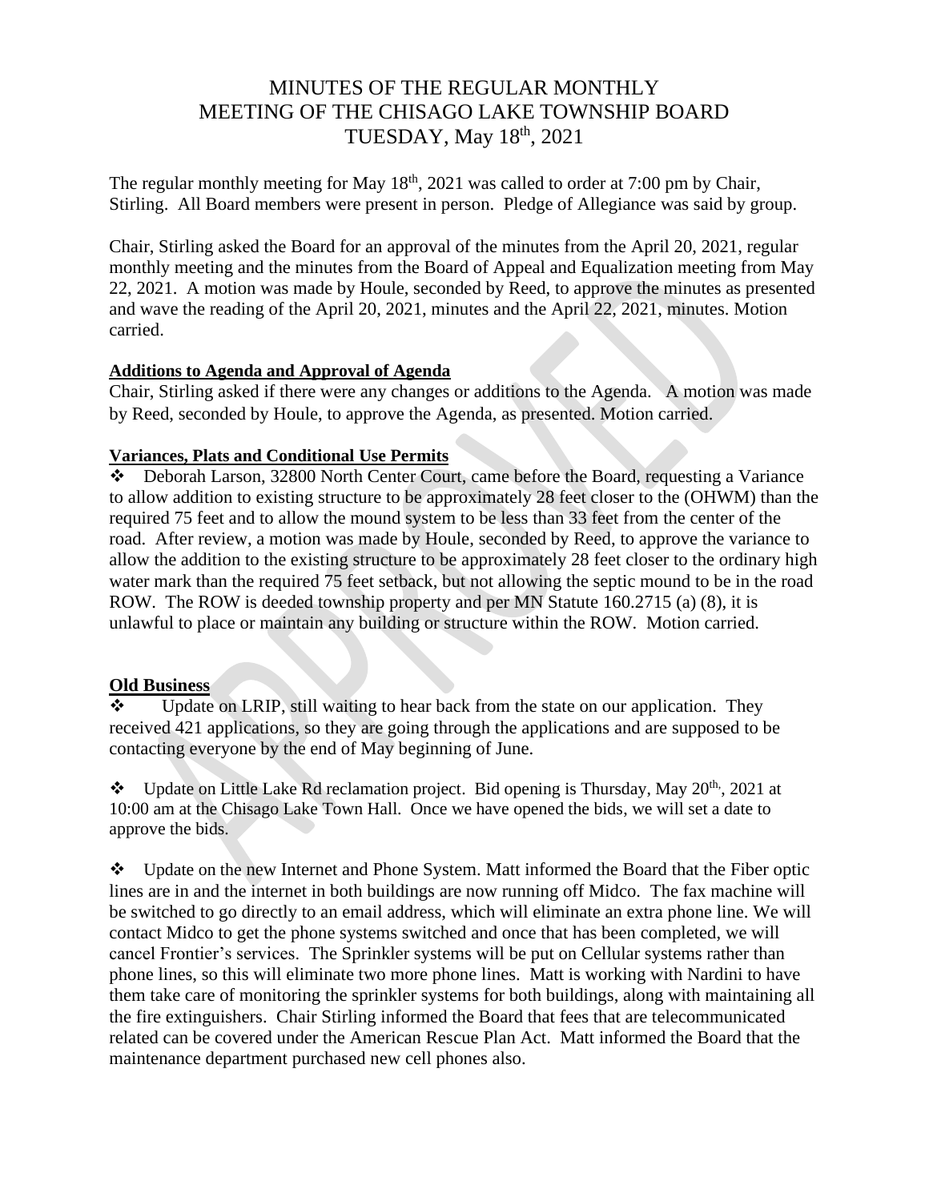# MINUTES OF THE REGULAR MONTHLY MEETING OF THE CHISAGO LAKE TOWNSHIP BOARD TUESDAY, May 18th, 2021

The regular monthly meeting for May 18th, 2021 was called to order at 7:00 pm by Chair, Stirling. All Board members were present in person. Pledge of Allegiance was said by group.

Chair, Stirling asked the Board for an approval of the minutes from the April 20, 2021, regular monthly meeting and the minutes from the Board of Appeal and Equalization meeting from May 22, 2021. A motion was made by Houle, seconded by Reed, to approve the minutes as presented and wave the reading of the April 20, 2021, minutes and the April 22, 2021, minutes. Motion carried.

**Additions to Agenda and Approval of Agenda**

Chair, Stirling asked if there were any changes or additions to the Agenda. A motion was made by Reed, seconded by Houle, to approve the Agenda, as presented. Motion carried.

**Variances, Plats and Conditional Use Permits**

- Deborah Larson, 32800 North Center Court, came before the Board, requesting a Variance to allow addition to existing structure to be approximately 28 feet closer to the (OHWM) than the required 75 feet and to allow the mound system to be less than 33 feet from the center of the road. After review, a motion was made by Houle, seconded by Reed, to approve the variance to allow the addition to the existing structure to be approximately 28 feet closer to the ordinary high water mark than the required 75 feet setback, but not allowing the septic mound to be in the road ROW. The ROW is deeded township property and per MN Statute 160.2715 (a) (8), it is unlawful to place or maintain any building or structure within the ROW. Motion carried.

**Old Business**

- Update on LRIP, still waiting to hear back from the state on our application. They received 421 applications, so they are going through the applications and are supposed to be contacting everyone by the end of May beginning of June.

- Update on Little Lake Rd reclamation project. Bid opening is Thursday, May 20th,, 2021 at 10:00 am at the Chisago Lake Town Hall. Once we have opened the bids, we will set a date to approve the bids.

- Update on the new Internet and Phone System. Matt informed the Board that the Fiber optic lines are in and the internet in both buildings are now running off Midco. The fax machine will be switched to go directly to an email address, which will eliminate an extra phone line. We will contact Midco to get the phone systems switched and once that has been completed, we will cancel Frontier's services. The Sprinkler systems will be put on Cellular systems rather than phone lines, so this will eliminate two more phone lines. Matt is working with Nardini to have them take care of monitoring the sprinkler systems for both buildings, along with maintaining all the fire extinguishers. Chair Stirling informed the Board that fees that are telecommunicated related can be covered under the American Rescue Plan Act. Matt informed the Board that the maintenance department purchased new cell phones also.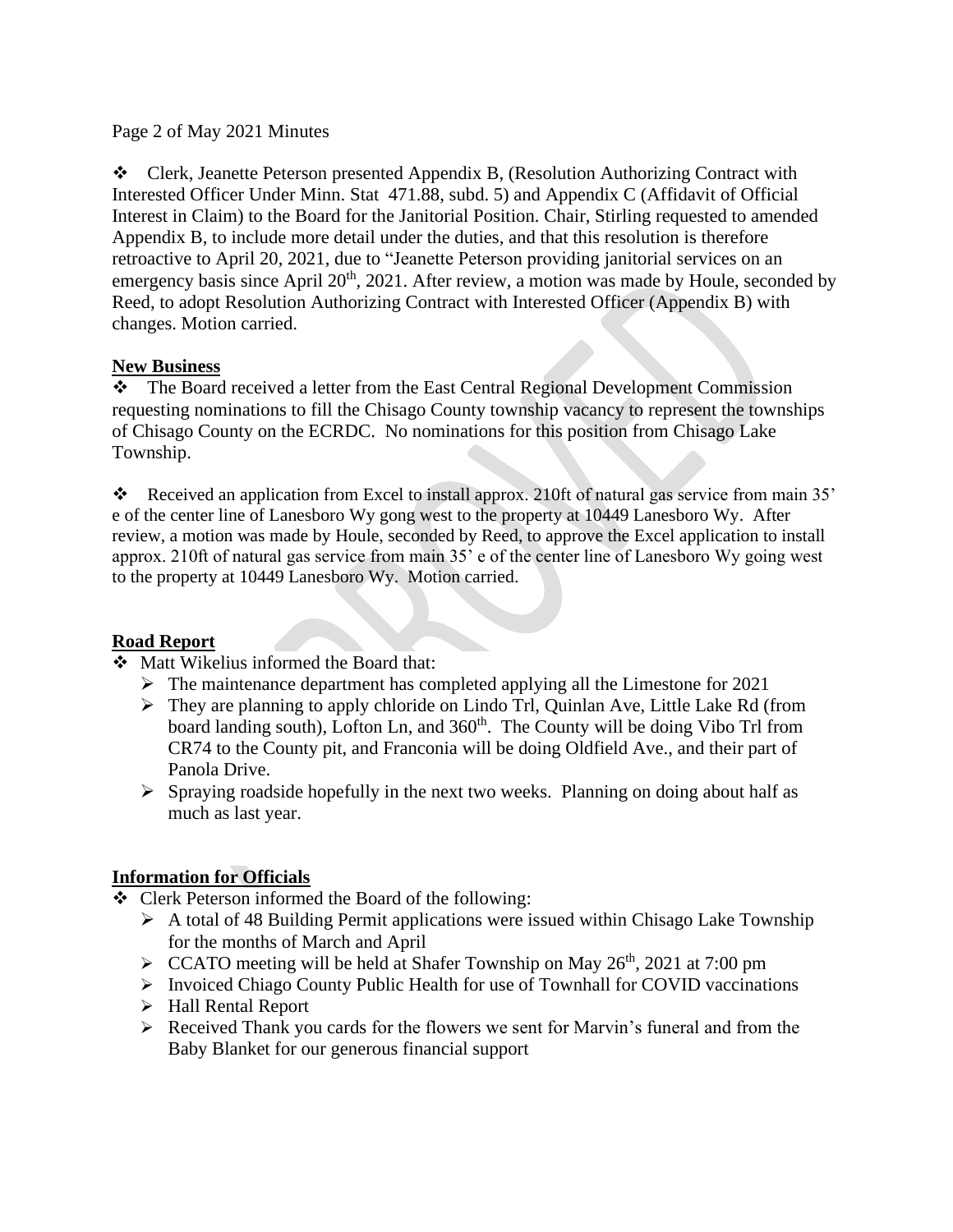Page 2 of May 2021 Minutes

- Clerk, Jeanette Peterson presented Appendix B, (Resolution Authorizing Contract with Interested Officer Under Minn. Stat 471.88, subd. 5) and Appendix C (Affidavit of Official Interest in Claim) to the Board for the Janitorial Position. Chair, Stirling requested to amended Appendix B, to include more detail under the duties, and that this resolution is therefore retroactive to April 20, 2021, due to "Jeanette Peterson providing janitorial services on an emergency basis since April 20th, 2021. After review, a motion was made by Houle, seconded by Reed, to adopt Resolution Authorizing Contract with Interested Officer (Appendix B) with changes. Motion carried.

## New Business

- The Board received a letter from the East Central Regional Development Commission requesting nominations to fill the Chisago County township vacancy to represent the townships of Chisago County on the ECRDC. No nominations for this position from Chisago Lake Township.

- Received an application from Excel to install approx. 210ft of natural gas service from main 35' e of the center line of Lanesboro Wy gong west to the property at 10449 Lanesboro Wy. After review, a motion was made by Houle, seconded by Reed, to approve the Excel application to install approx. 210ft of natural gas service from main 35' e of the center line of Lanesboro Wy going west to the property at 10449 Lanesboro Wy. Motion carried.

## Road Report

- Matt Wikelius informed the Board that:
  - The maintenance department has completed applying all the Limestone for 2021
  - They are planning to apply chloride on Lindo Trl, Quinlan Ave, Little Lake Rd (from board landing south), Lofton Ln, and 360th. The County will be doing Vibo Trl from CR74 to the County pit, and Franconia will be doing Oldfield Ave., and their part of Panola Drive.
  - Spraying roadside hopefully in the next two weeks. Planning on doing about half as much as last year.

## Information for Officials

- Clerk Peterson informed the Board of the following:
  - A total of 48 Building Permit applications were issued within Chisago Lake Township for the months of March and April
  - CCATO meeting will be held at Shafer Township on May 26th, 2021 at 7:00 pm
  - Invoiced Chiago County Public Health for use of Townhall for COVID vaccinations
  - Hall Rental Report
  - Received Thank you cards for the flowers we sent for Marvin's funeral and from the Baby Blanket for our generous financial support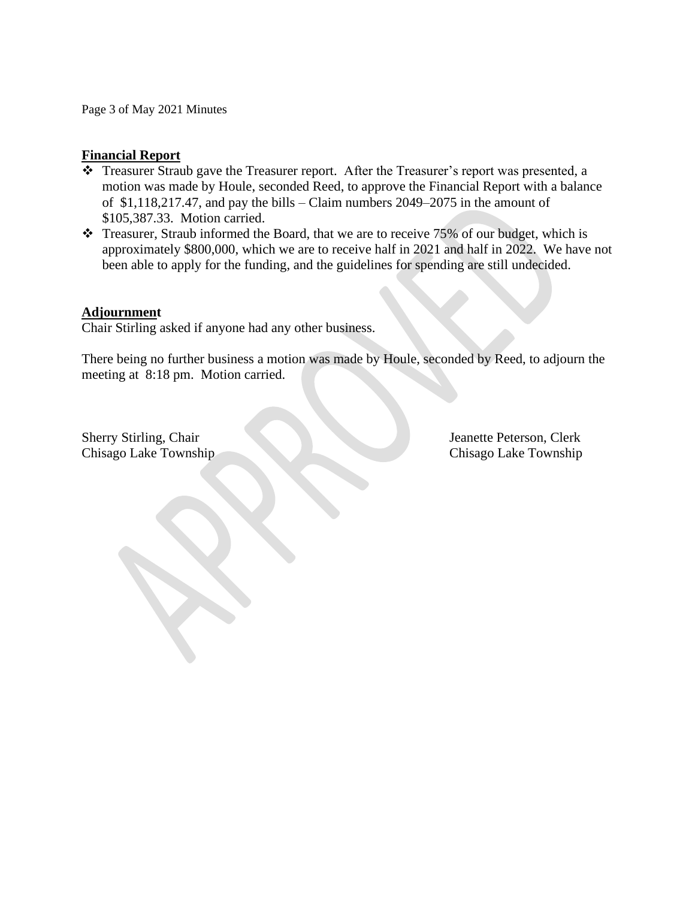**Financial Report**

- Treasurer Straub gave the Treasurer report. After the Treasurer's report was presented, a motion was made by Houle, seconded Reed, to approve the Financial Report with a balance of $1,118,217.47, and pay the bills – Claim numbers 2049–2075 in the amount of $105,387.33. Motion carried.
- Treasurer, Straub informed the Board, that we are to receive 75% of our budget, which is approximately $800,000, which we are to receive half in 2021 and half in 2022. We have not been able to apply for the funding, and the guidelines for spending are still undecided.

**Adjournment**

Chair Stirling asked if anyone had any other business.

There being no further business a motion was made by Houle, seconded by Reed, to adjourn the meeting at 8:18 pm. Motion carried.

Sherry Stirling, Chair
Chisago Lake Township

Jeanette Peterson, Clerk
Chisago Lake Township

APPROVED